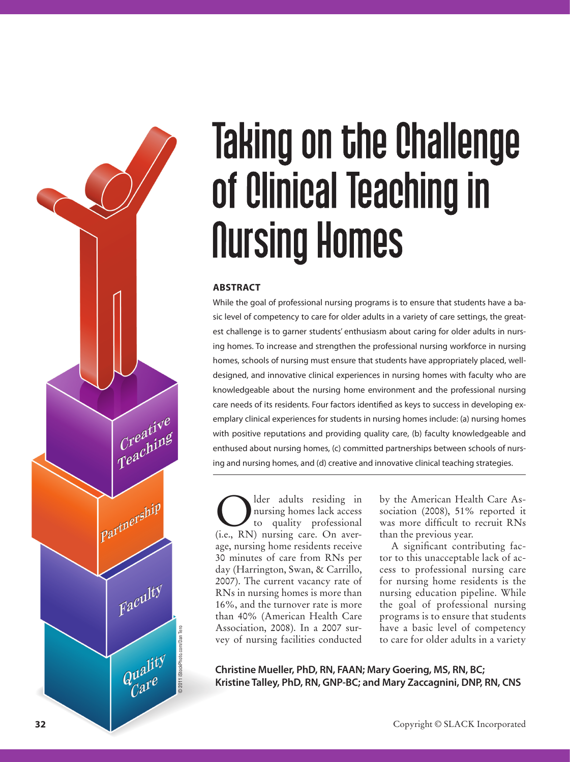# Taking on the Challenge of Clinical Teaching in Nursing Homes

## ABSTRACT

While the goal of professional nursing programs is to ensure that students have a basic level of competency to care for older adults in a variety of care settings, the greatest challenge is to garner students' enthusiasm about caring for older adults in nursing homes. To increase and strengthen the professional nursing workforce in nursing homes, schools of nursing must ensure that students have appropriately placed, well-designed, and innovative clinical experiences in nursing homes with faculty who are knowledgeable about the nursing home environment and the professional nursing care needs of its residents. Four factors identified as keys to success in developing exemplary clinical experiences for students in nursing homes include: (a) nursing homes with positive reputations and providing quality care, (b) faculty knowledgeable and enthused about nursing homes, (c) committed partnerships between schools of nursing and nursing homes, and (d) creative and innovative clinical teaching strategies.

Older adults residing in nursing homes lack access to quality professional (i.e., RN) nursing care. On average, nursing home residents receive 30 minutes of care from RNs per day (Harrington, Swan, & Carrillo, 2007). The current vacancy rate of RNs in nursing homes is more than 16%, and the turnover rate is more than 40% (American Health Care Association, 2008). In a 2007 survey of nursing facilities conducted by the American Health Care Association (2008), 51% reported it was more difficult to recruit RNs than the previous year.

A significant contributing factor to this unacceptable lack of access to professional nursing care for nursing home residents is the nursing education pipeline. While the goal of professional nursing programs is to ensure that students have a basic level of competency to care for older adults in a variety

**Christine Mueller, PhD, RN, FAAN; Mary Goering, MS, RN, BC; Kristine Talley, PhD, RN, GNP-BC; and Mary Zaccagnini, DNP, RN, CNS**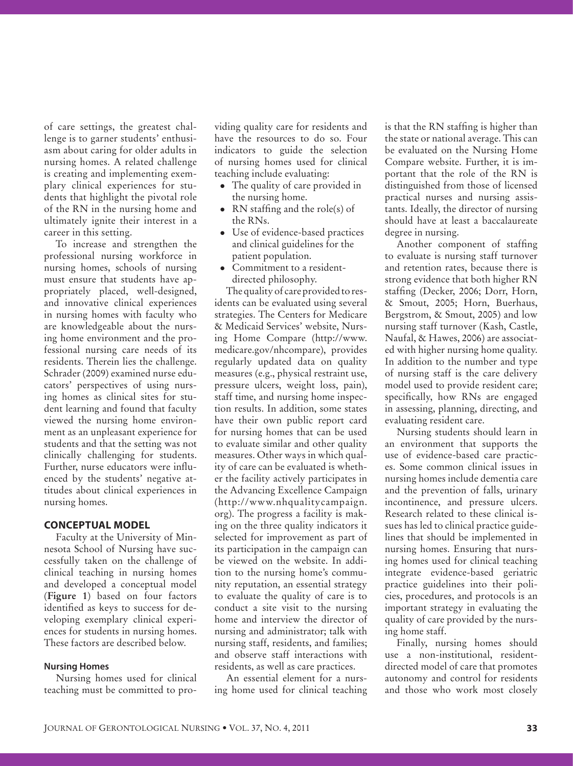of care settings, the greatest challenge is to garner students' enthusiasm about caring for older adults in nursing homes. A related challenge is creating and implementing exemplary clinical experiences for students that highlight the pivotal role of the RN in the nursing home and ultimately ignite their interest in a career in this setting.

To increase and strengthen the professional nursing workforce in nursing homes, schools of nursing must ensure that students have appropriately placed, well-designed, and innovative clinical experiences in nursing homes with faculty who are knowledgeable about the nursing home environment and the professional nursing care needs of its residents. Therein lies the challenge. Schrader (2009) examined nurse educators' perspectives of using nursing homes as clinical sites for student learning and found that faculty viewed the nursing home environment as an unpleasant experience for students and that the setting was not clinically challenging for students. Further, nurse educators were influenced by the students' negative attitudes about clinical experiences in nursing homes.

## CONCEPTUAL MODEL

Faculty at the University of Minnesota School of Nursing have successfully taken on the challenge of clinical teaching in nursing homes and developed a conceptual model (**Figure 1**) based on four factors identified as keys to success for developing exemplary clinical experiences for students in nursing homes. These factors are described below.

### Nursing Homes

Nursing homes used for clinical teaching must be committed to providing quality care for residents and have the resources to do so. Four indicators to guide the selection of nursing homes used for clinical teaching include evaluating:

- The quality of care provided in the nursing home.
- RN staffing and the role(s) of the RNs.
- Use of evidence-based practices and clinical guidelines for the patient population.
- Commitment to a resident-directed philosophy.

The quality of care provided to residents can be evaluated using several strategies. The Centers for Medicare & Medicaid Services' website, Nursing Home Compare (http://www.medicare.gov/nhcompare), provides regularly updated data on quality measures (e.g., physical restraint use, pressure ulcers, weight loss, pain), staff time, and nursing home inspection results. In addition, some states have their own public report card for nursing homes that can be used to evaluate similar and other quality measures. Other ways in which quality of care can be evaluated is whether the facility actively participates in the Advancing Excellence Campaign (http://www.nhqualitycampaign.org). The progress a facility is making on the three quality indicators it selected for improvement as part of its participation in the campaign can be viewed on the website. In addition to the nursing home's community reputation, an essential strategy to evaluate the quality of care is to conduct a site visit to the nursing home and interview the director of nursing and administrator; talk with nursing staff, residents, and families; and observe staff interactions with residents, as well as care practices.

An essential element for a nursing home used for clinical teaching is that the RN staffing is higher than the state or national average. This can be evaluated on the Nursing Home Compare website. Further, it is important that the role of the RN is distinguished from those of licensed practical nurses and nursing assistants. Ideally, the director of nursing should have at least a baccalaureate degree in nursing.

Another component of staffing to evaluate is nursing staff turnover and retention rates, because there is strong evidence that both higher RN staffing (Decker, 2006; Dorr, Horn, & Smout, 2005; Horn, Buerhaus, Bergstrom, & Smout, 2005) and low nursing staff turnover (Kash, Castle, Naufal, & Hawes, 2006) are associated with higher nursing home quality. In addition to the number and type of nursing staff is the care delivery model used to provide resident care; specifically, how RNs are engaged in assessing, planning, directing, and evaluating resident care.

Nursing students should learn in an environment that supports the use of evidence-based care practices. Some common clinical issues in nursing homes include dementia care and the prevention of falls, urinary incontinence, and pressure ulcers. Research related to these clinical issues has led to clinical practice guidelines that should be implemented in nursing homes. Ensuring that nursing homes used for clinical teaching integrate evidence-based geriatric practice guidelines into their policies, procedures, and protocols is an important strategy in evaluating the quality of care provided by the nursing home staff.

Finally, nursing homes should use a non-institutional, resident-directed model of care that promotes autonomy and control for residents and those who work most closely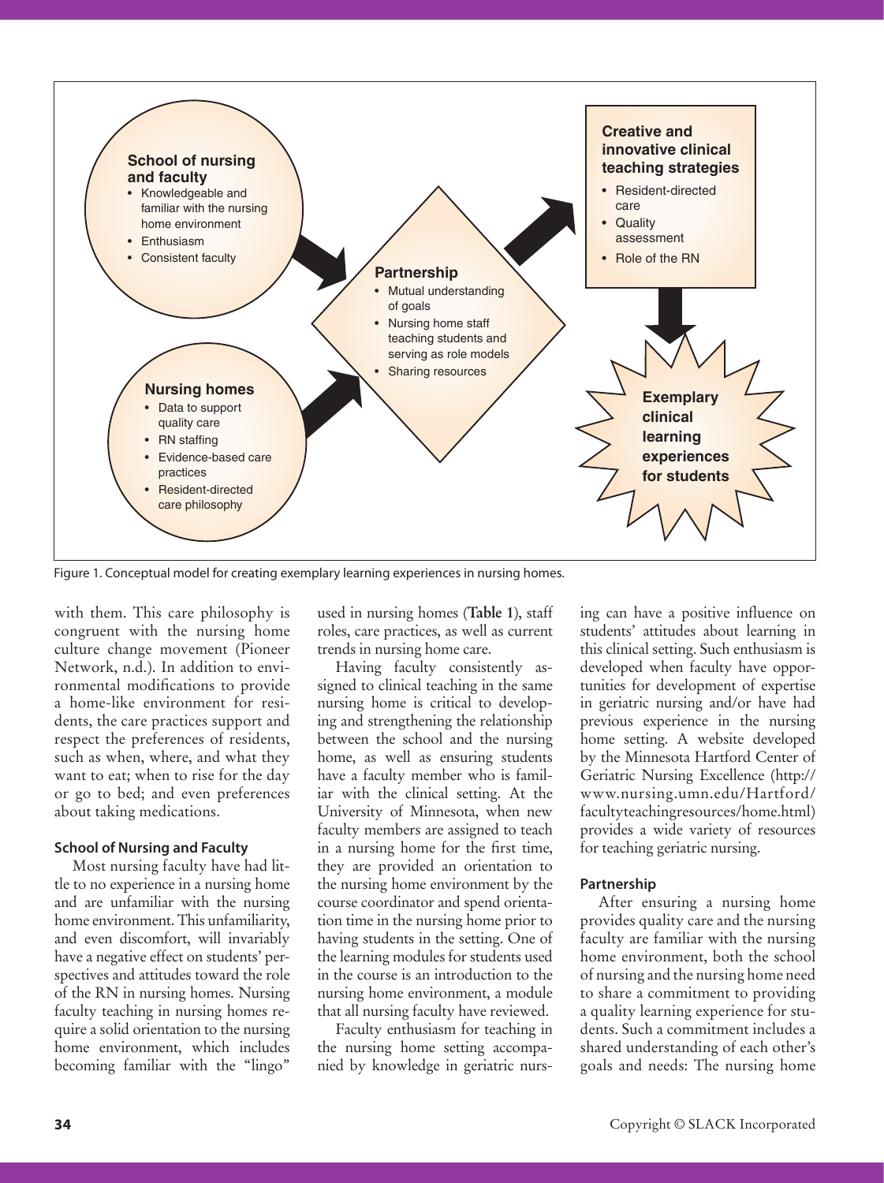Figure 1. Conceptual model for creating exemplary learning experiences in nursing homes.

with them. This care philosophy is congruent with the nursing home culture change movement (Pioneer Network, n.d.). In addition to environmental modifications to provide a home-like environment for residents, the care practices support and respect the preferences of residents, such as when, where, and what they want to eat; when to rise for the day or go to bed; and even preferences about taking medications.

### School of Nursing and Faculty

Most nursing faculty have had little to no experience in a nursing home and are unfamiliar with the nursing home environment. This unfamiliarity, and even discomfort, will invariably have a negative effect on students' perspectives and attitudes toward the role of the RN in nursing homes. Nursing faculty teaching in nursing homes require a solid orientation to the nursing home environment, which includes becoming familiar with the "lingo" used in nursing homes (**Table 1**), staff roles, care practices, as well as current trends in nursing home care.

Having faculty consistently assigned to clinical teaching in the same nursing home is critical to developing and strengthening the relationship between the school and the nursing home, as well as ensuring students have a faculty member who is familiar with the clinical setting. At the University of Minnesota, when new faculty members are assigned to teach in a nursing home for the first time, they are provided an orientation to the nursing home environment by the course coordinator and spend orientation time in the nursing home prior to having students in the setting. One of the learning modules for students used in the course is an introduction to the nursing home environment, a module that all nursing faculty have reviewed.

Faculty enthusiasm for teaching in the nursing home setting accompanied by knowledge in geriatric nursing can have a positive influence on students' attitudes about learning in this clinical setting. Such enthusiasm is developed when faculty have opportunities for development of expertise in geriatric nursing and/or have had previous experience in the nursing home setting. A website developed by the Minnesota Hartford Center of Geriatric Nursing Excellence (http://www.nursing.umn.edu/Hartford/facultyteachingresources/home.html) provides a wide variety of resources for teaching geriatric nursing.

### Partnership

After ensuring a nursing home provides quality care and the nursing faculty are familiar with the nursing home environment, both the school of nursing and the nursing home need to share a commitment to providing a quality learning experience for students. Such a commitment includes a shared understanding of each other's goals and needs: The nursing home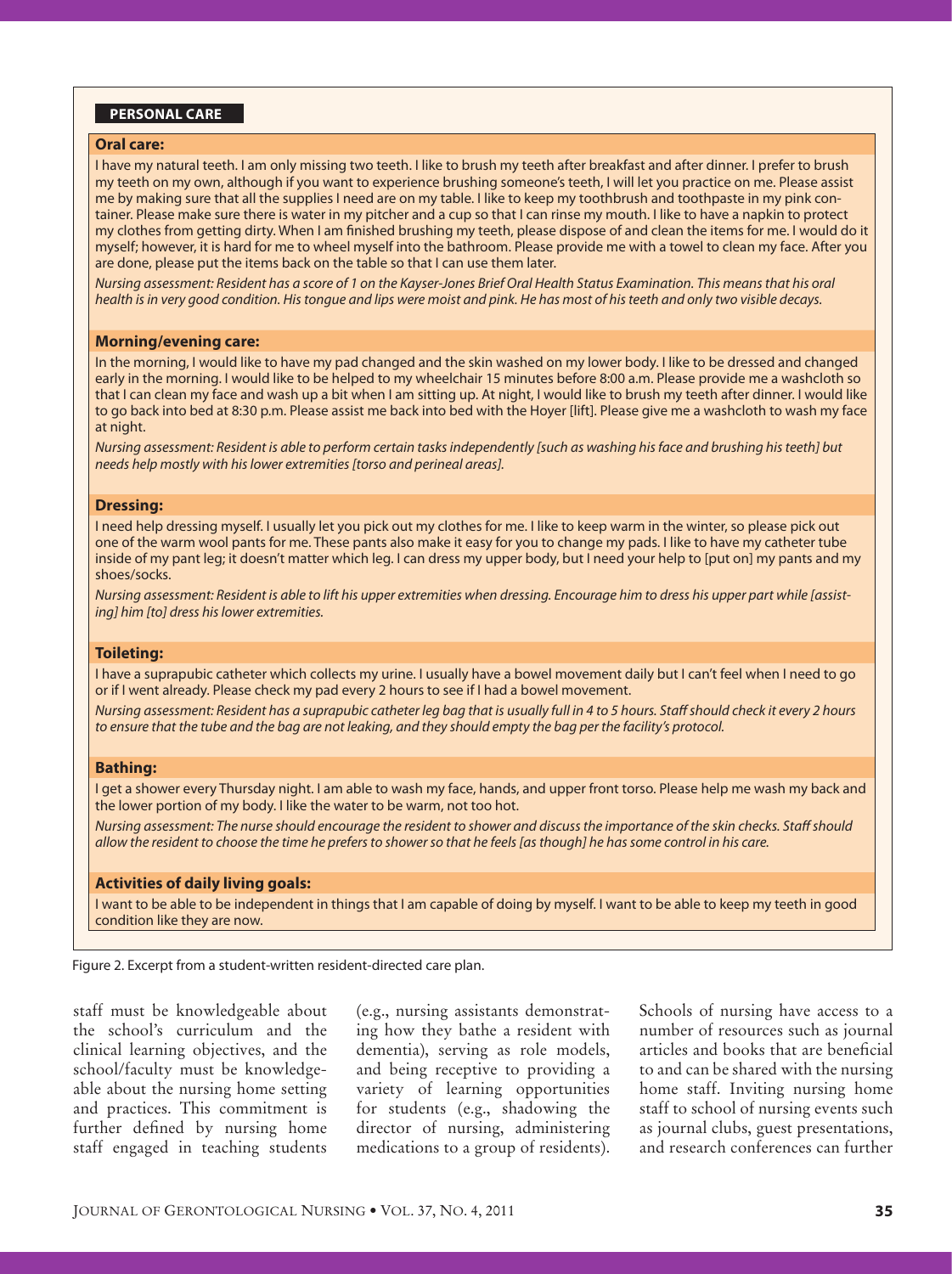**PERSONAL CARE**

**Oral care:**

I have my natural teeth. I am only missing two teeth. I like to brush my teeth after breakfast and after dinner. I prefer to brush my teeth on my own, although if you want to experience brushing someone's teeth, I will let you practice on me. Please assist me by making sure that all the supplies I need are on my table. I like to keep my toothbrush and toothpaste in my pink container. Please make sure there is water in my pitcher and a cup so that I can rinse my mouth. I like to have a napkin to protect my clothes from getting dirty. When I am finished brushing my teeth, please dispose of and clean the items for me. I would do it myself; however, it is hard for me to wheel myself into the bathroom. Please provide me with a towel to clean my face. After you are done, please put the items back on the table so that I can use them later.

*Nursing assessment: Resident has a score of 1 on the Kayser-Jones Brief Oral Health Status Examination. This means that his oral health is in very good condition. His tongue and lips were moist and pink. He has most of his teeth and only two visible decays.*

**Morning/evening care:**

In the morning, I would like to have my pad changed and the skin washed on my lower body. I like to be dressed and changed early in the morning. I would like to be helped to my wheelchair 15 minutes before 8:00 a.m. Please provide me a washcloth so that I can clean my face and wash up a bit when I am sitting up. At night, I would like to brush my teeth after dinner. I would like to go back into bed at 8:30 p.m. Please assist me back into bed with the Hoyer [lift]. Please give me a washcloth to wash my face at night.

*Nursing assessment: Resident is able to perform certain tasks independently [such as washing his face and brushing his teeth] but needs help mostly with his lower extremities [torso and perineal areas].*

**Dressing:**

I need help dressing myself. I usually let you pick out my clothes for me. I like to keep warm in the winter, so please pick out one of the warm wool pants for me. These pants also make it easy for you to change my pads. I like to have my catheter tube inside of my pant leg; it doesn't matter which leg. I can dress my upper body, but I need your help to [put on] my pants and my shoes/socks.

*Nursing assessment: Resident is able to lift his upper extremities when dressing. Encourage him to dress his upper part while [assisting] him [to] dress his lower extremities.*

**Toileting:**

I have a suprapubic catheter which collects my urine. I usually have a bowel movement daily but I can't feel when I need to go or if I went already. Please check my pad every 2 hours to see if I had a bowel movement.

*Nursing assessment: Resident has a suprapubic catheter leg bag that is usually full in 4 to 5 hours. Staff should check it every 2 hours to ensure that the tube and the bag are not leaking, and they should empty the bag per the facility's protocol.*

**Bathing:**

I get a shower every Thursday night. I am able to wash my face, hands, and upper front torso. Please help me wash my back and the lower portion of my body. I like the water to be warm, not too hot.

*Nursing assessment: The nurse should encourage the resident to shower and discuss the importance of the skin checks. Staff should allow the resident to choose the time he prefers to shower so that he feels [as though] he has some control in his care.*

**Activities of daily living goals:**

I want to be able to be independent in things that I am capable of doing by myself. I want to be able to keep my teeth in good condition like they are now.

Figure 2. Excerpt from a student-written resident-directed care plan.

staff must be knowledgeable about the school's curriculum and the clinical learning objectives, and the school/faculty must be knowledgeable about the nursing home setting and practices. This commitment is further defined by nursing home staff engaged in teaching students (e.g., nursing assistants demonstrating how they bathe a resident with dementia), serving as role models, and being receptive to providing a variety of learning opportunities for students (e.g., shadowing the director of nursing, administering medications to a group of residents). Schools of nursing have access to a number of resources such as journal articles and books that are beneficial to and can be shared with the nursing home staff. Inviting nursing home staff to school of nursing events such as journal clubs, guest presentations, and research conferences can further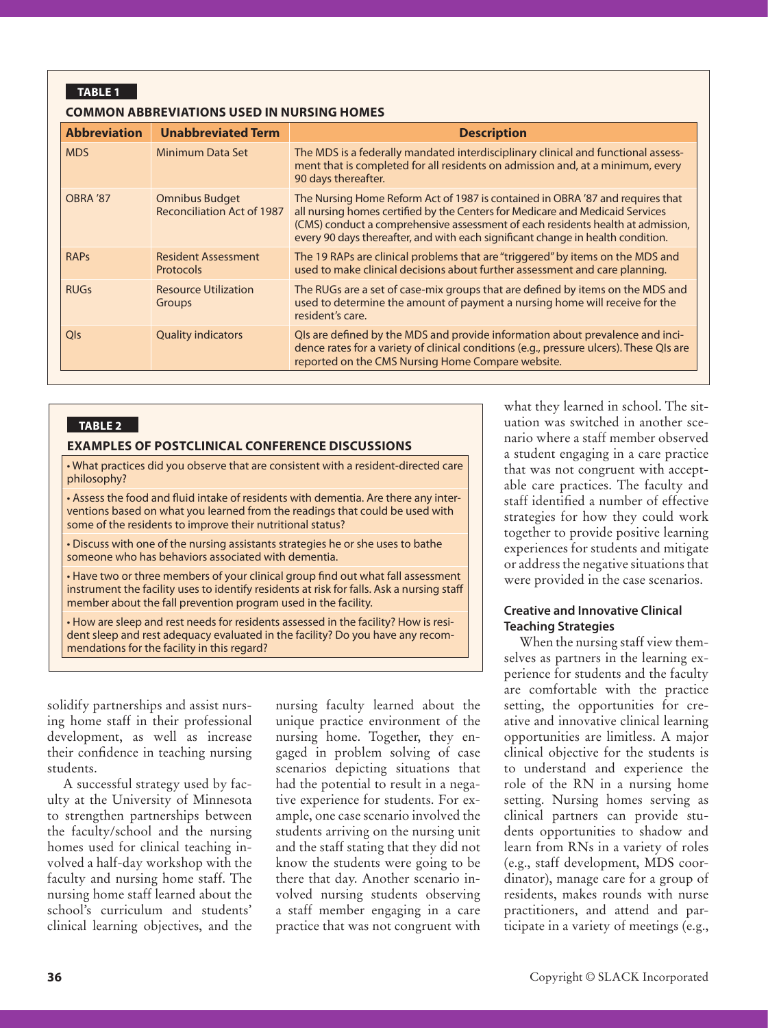**TABLE 1**

**COMMON ABBREVIATIONS USED IN NURSING HOMES**

| Abbreviation | Unabbreviated Term | Description |
|---|---|---|
| MDS | Minimum Data Set | The MDS is a federally mandated interdisciplinary clinical and functional assessment that is completed for all residents on admission and, at a minimum, every 90 days thereafter. |
| OBRA '87 | Omnibus Budget Reconciliation Act of 1987 | The Nursing Home Reform Act of 1987 is contained in OBRA '87 and requires that all nursing homes certified by the Centers for Medicare and Medicaid Services (CMS) conduct a comprehensive assessment of each residents health at admission, every 90 days thereafter, and with each significant change in health condition. |
| RAPs | Resident Assessment Protocols | The 19 RAPs are clinical problems that are "triggered" by items on the MDS and used to make clinical decisions about further assessment and care planning. |
| RUGs | Resource Utilization Groups | The RUGs are a set of case-mix groups that are defined by items on the MDS and used to determine the amount of payment a nursing home will receive for the resident's care. |
| QIs | Quality indicators | QIs are defined by the MDS and provide information about prevalence and incidence rates for a variety of clinical conditions (e.g., pressure ulcers). These QIs are reported on the CMS Nursing Home Compare website. |

**TABLE 2**

**EXAMPLES OF POSTCLINICAL CONFERENCE DISCUSSIONS**

- What practices did you observe that are consistent with a resident-directed care philosophy?
- Assess the food and fluid intake of residents with dementia. Are there any interventions based on what you learned from the readings that could be used with some of the residents to improve their nutritional status?
- Discuss with one of the nursing assistants strategies he or she uses to bathe someone who has behaviors associated with dementia.
- Have two or three members of your clinical group find out what fall assessment instrument the facility uses to identify residents at risk for falls. Ask a nursing staff member about the fall prevention program used in the facility.
- How are sleep and rest needs for residents assessed in the facility? How is resident sleep and rest adequacy evaluated in the facility? Do you have any recommendations for the facility in this regard?

solidify partnerships and assist nursing home staff in their professional development, as well as increase their confidence in teaching nursing students.

A successful strategy used by faculty at the University of Minnesota to strengthen partnerships between the faculty/school and the nursing homes used for clinical teaching involved a half-day workshop with the faculty and nursing home staff. The nursing home staff learned about the school's curriculum and students' clinical learning objectives, and the nursing faculty learned about the unique practice environment of the nursing home. Together, they engaged in problem solving of case scenarios depicting situations that had the potential to result in a negative experience for students. For example, one case scenario involved the students arriving on the nursing unit and the staff stating that they did not know the students were going to be there that day. Another scenario involved nursing students observing a staff member engaging in a care practice that was not congruent with what they learned in school. The situation was switched in another scenario where a staff member observed a student engaging in a care practice that was not congruent with acceptable care practices. The faculty and staff identified a number of effective strategies for how they could work together to provide positive learning experiences for students and mitigate or address the negative situations that were provided in the case scenarios.

### Creative and Innovative Clinical Teaching Strategies

When the nursing staff view themselves as partners in the learning experience for students and the faculty are comfortable with the practice setting, the opportunities for creative and innovative clinical learning opportunities are limitless. A major clinical objective for the students is to understand and experience the role of the RN in a nursing home setting. Nursing homes serving as clinical partners can provide students opportunities to shadow and learn from RNs in a variety of roles (e.g., staff development, MDS coordinator), manage care for a group of residents, makes rounds with nurse practitioners, and attend and participate in a variety of meetings (e.g.,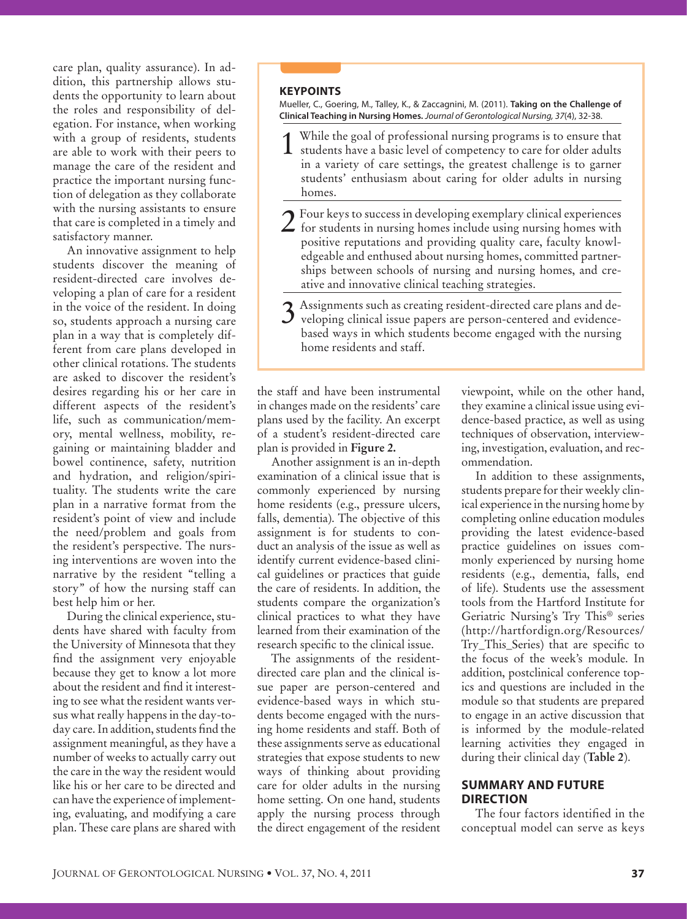care plan, quality assurance). In addition, this partnership allows students the opportunity to learn about the roles and responsibility of delegation. For instance, when working with a group of residents, students are able to work with their peers to manage the care of the resident and practice the important nursing function of delegation as they collaborate with the nursing assistants to ensure that care is completed in a timely and satisfactory manner.

An innovative assignment to help students discover the meaning of resident-directed care involves developing a plan of care for a resident in the voice of the resident. In doing so, students approach a nursing care plan in a way that is completely different from care plans developed in other clinical rotations. The students are asked to discover the resident's desires regarding his or her care in different aspects of the resident's life, such as communication/memory, mental wellness, mobility, regaining or maintaining bladder and bowel continence, safety, nutrition and hydration, and religion/spirituality. The students write the care plan in a narrative format from the resident's point of view and include the need/problem and goals from the resident's perspective. The nursing interventions are woven into the narrative by the resident "telling a story" of how the nursing staff can best help him or her.

During the clinical experience, students have shared with faculty from the University of Minnesota that they find the assignment very enjoyable because they get to know a lot more about the resident and find it interesting to see what the resident wants versus what really happens in the day-to-day care. In addition, students find the assignment meaningful, as they have a number of weeks to actually carry out the care in the way the resident would like his or her care to be directed and can have the experience of implementing, evaluating, and modifying a care plan. These care plans are shared with the staff and have been instrumental in changes made on the residents' care plans used by the facility. An excerpt of a student's resident-directed care plan is provided in **Figure 2.**

Another assignment is an in-depth examination of a clinical issue that is commonly experienced by nursing home residents (e.g., pressure ulcers, falls, dementia). The objective of this assignment is for students to conduct an analysis of the issue as well as identify current evidence-based clinical guidelines or practices that guide the care of residents. In addition, the students compare the organization's clinical practices to what they have learned from their examination of the research specific to the clinical issue.

The assignments of the resident-directed care plan and the clinical issue paper are person-centered and evidence-based ways in which students become engaged with the nursing home residents and staff. Both of these assignments serve as educational strategies that expose students to new ways of thinking about providing care for older adults in the nursing home setting. On one hand, students apply the nursing process through the direct engagement of the resident viewpoint, while on the other hand, they examine a clinical issue using evidence-based practice, as well as using techniques of observation, interviewing, investigation, evaluation, and recommendation.

In addition to these assignments, students prepare for their weekly clinical experience in the nursing home by completing online education modules providing the latest evidence-based practice guidelines on issues commonly experienced by nursing home residents (e.g., dementia, falls, end of life). Students use the assessment tools from the Hartford Institute for Geriatric Nursing's Try This® series (http://hartfordign.org/Resources/Try_This_Series) that are specific to the focus of the week's module. In addition, postclinical conference topics and questions are included in the module so that students are prepared to engage in an active discussion that is informed by the module-related learning activities they engaged in during their clinical day (**Table 2**).

## SUMMARY AND FUTURE DIRECTION

The four factors identified in the conceptual model can serve as keys

---

**KEYPOINTS**

Mueller, C., Goering, M., Talley, K., & Zaccagnini, M. (2011). **Taking on the Challenge of Clinical Teaching in Nursing Homes.** *Journal of Gerontological Nursing, 37*(4), 32-38.

1. While the goal of professional nursing programs is to ensure that students have a basic level of competency to care for older adults in a variety of care settings, the greatest challenge is to garner students' enthusiasm about caring for older adults in nursing homes.
2. Four keys to success in developing exemplary clinical experiences for students in nursing homes include using nursing homes with positive reputations and providing quality care, faculty knowledgeable and enthused about nursing homes, committed partnerships between schools of nursing and nursing homes, and creative and innovative clinical teaching strategies.
3. Assignments such as creating resident-directed care plans and developing clinical issue papers are person-centered and evidence-based ways in which students become engaged with the nursing home residents and staff.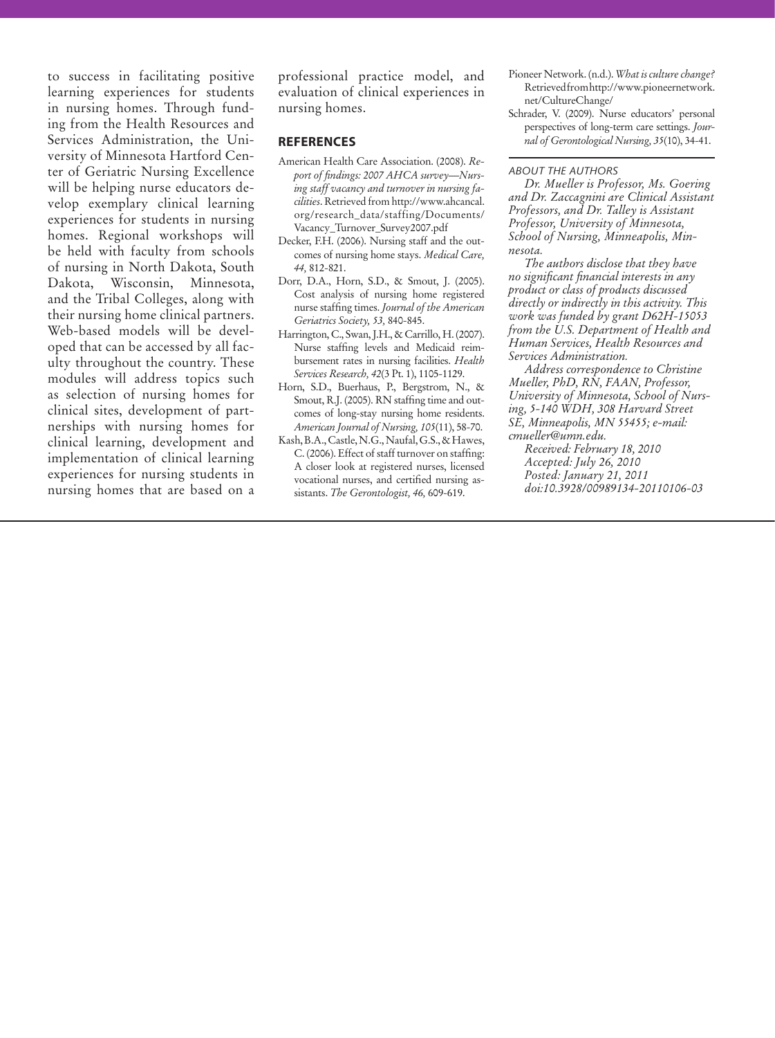to success in facilitating positive learning experiences for students in nursing homes. Through funding from the Health Resources and Services Administration, the University of Minnesota Hartford Center of Geriatric Nursing Excellence will be helping nurse educators develop exemplary clinical learning experiences for students in nursing homes. Regional workshops will be held with faculty from schools of nursing in North Dakota, South Dakota, Wisconsin, Minnesota, and the Tribal Colleges, along with their nursing home clinical partners. Web-based models will be developed that can be accessed by all faculty throughout the country. These modules will address topics such as selection of nursing homes for clinical sites, development of partnerships with nursing homes for clinical learning, development and implementation of clinical learning experiences for nursing students in nursing homes that are based on a professional practice model, and evaluation of clinical experiences in nursing homes.

## REFERENCES

American Health Care Association. (2008). *Report of findings: 2007 AHCA survey—Nursing staff vacancy and turnover in nursing facilities*. Retrieved from http://www.ahcancal.org/research_data/staffing/Documents/Vacancy_Turnover_Survey2007.pdf

Decker, F.H. (2006). Nursing staff and the outcomes of nursing home stays. *Medical Care, 44,* 812-821.

Dorr, D.A., Horn, S.D., & Smout, J. (2005). Cost analysis of nursing home registered nurse staffing times. *Journal of the American Geriatrics Society, 53,* 840-845.

Harrington, C., Swan, J.H., & Carrillo, H. (2007). Nurse staffing levels and Medicaid reimbursement rates in nursing facilities. *Health Services Research, 42*(3 Pt. 1), 1105-1129.

Horn, S.D., Buerhaus, P., Bergstrom, N., & Smout, R.J. (2005). RN staffing time and outcomes of long-stay nursing home residents. *American Journal of Nursing, 105*(11), 58-70.

Kash, B.A., Castle, N.G., Naufal, G.S., & Hawes, C. (2006). Effect of staff turnover on staffing: A closer look at registered nurses, licensed vocational nurses, and certified nursing assistants. *The Gerontologist, 46,* 609-619.

Pioneer Network. (n.d.). *What is culture change?* Retrieved from http://www.pioneernetwork.net/CultureChange/

Schrader, V. (2009). Nurse educators' personal perspectives of long-term care settings. *Journal of Gerontological Nursing, 35*(10), 34-41.

---

*ABOUT THE AUTHORS*

*Dr. Mueller is Professor, Ms. Goering and Dr. Zaccagnini are Clinical Assistant Professors, and Dr. Talley is Assistant Professor, University of Minnesota, School of Nursing, Minneapolis, Minnesota.*

*The authors disclose that they have no significant financial interests in any product or class of products discussed directly or indirectly in this activity. This work was funded by grant D62H-15053 from the U.S. Department of Health and Human Services, Health Resources and Services Administration.*

*Address correspondence to Christine Mueller, PhD, RN, FAAN, Professor, University of Minnesota, School of Nursing, 5-140 WDH, 308 Harvard Street SE, Minneapolis, MN 55455; e-mail: cmueller@umn.edu.*

*Received: February 18, 2010*
*Accepted: July 26, 2010*
*Posted: January 21, 2011*
*doi:10.3928/00989134-20110106-03*